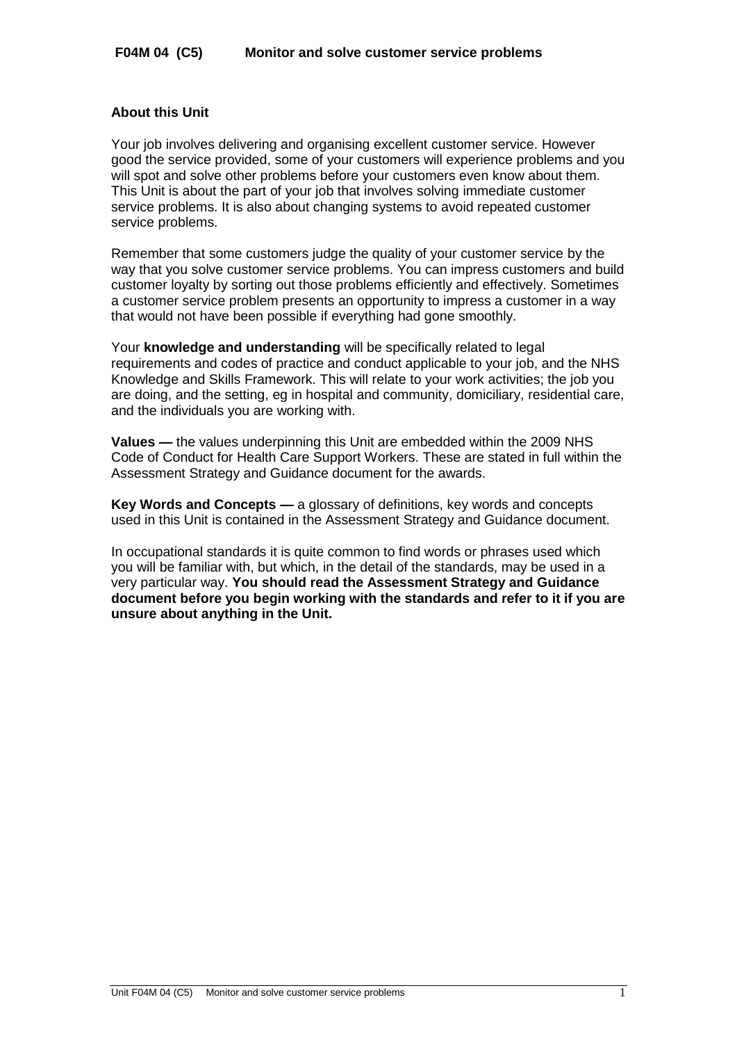# F04M 04 (C5) Monitor and solve customer service problems

## About this Unit

Your job involves delivering and organising excellent customer service. However good the service provided, some of your customers will experience problems and you will spot and solve other problems before your customers even know about them. This Unit is about the part of your job that involves solving immediate customer service problems. It is also about changing systems to avoid repeated customer service problems.

Remember that some customers judge the quality of your customer service by the way that you solve customer service problems. You can impress customers and build customer loyalty by sorting out those problems efficiently and effectively. Sometimes a customer service problem presents an opportunity to impress a customer in a way that would not have been possible if everything had gone smoothly.

Your **knowledge and understanding** will be specifically related to legal requirements and codes of practice and conduct applicable to your job, and the NHS Knowledge and Skills Framework. This will relate to your work activities; the job you are doing, and the setting, eg in hospital and community, domiciliary, residential care, and the individuals you are working with.

**Values —** the values underpinning this Unit are embedded within the 2009 NHS Code of Conduct for Health Care Support Workers. These are stated in full within the Assessment Strategy and Guidance document for the awards.

**Key Words and Concepts —** a glossary of definitions, key words and concepts used in this Unit is contained in the Assessment Strategy and Guidance document.

In occupational standards it is quite common to find words or phrases used which you will be familiar with, but which, in the detail of the standards, may be used in a very particular way. **You should read the Assessment Strategy and Guidance document before you begin working with the standards and refer to it if you are unsure about anything in the Unit.**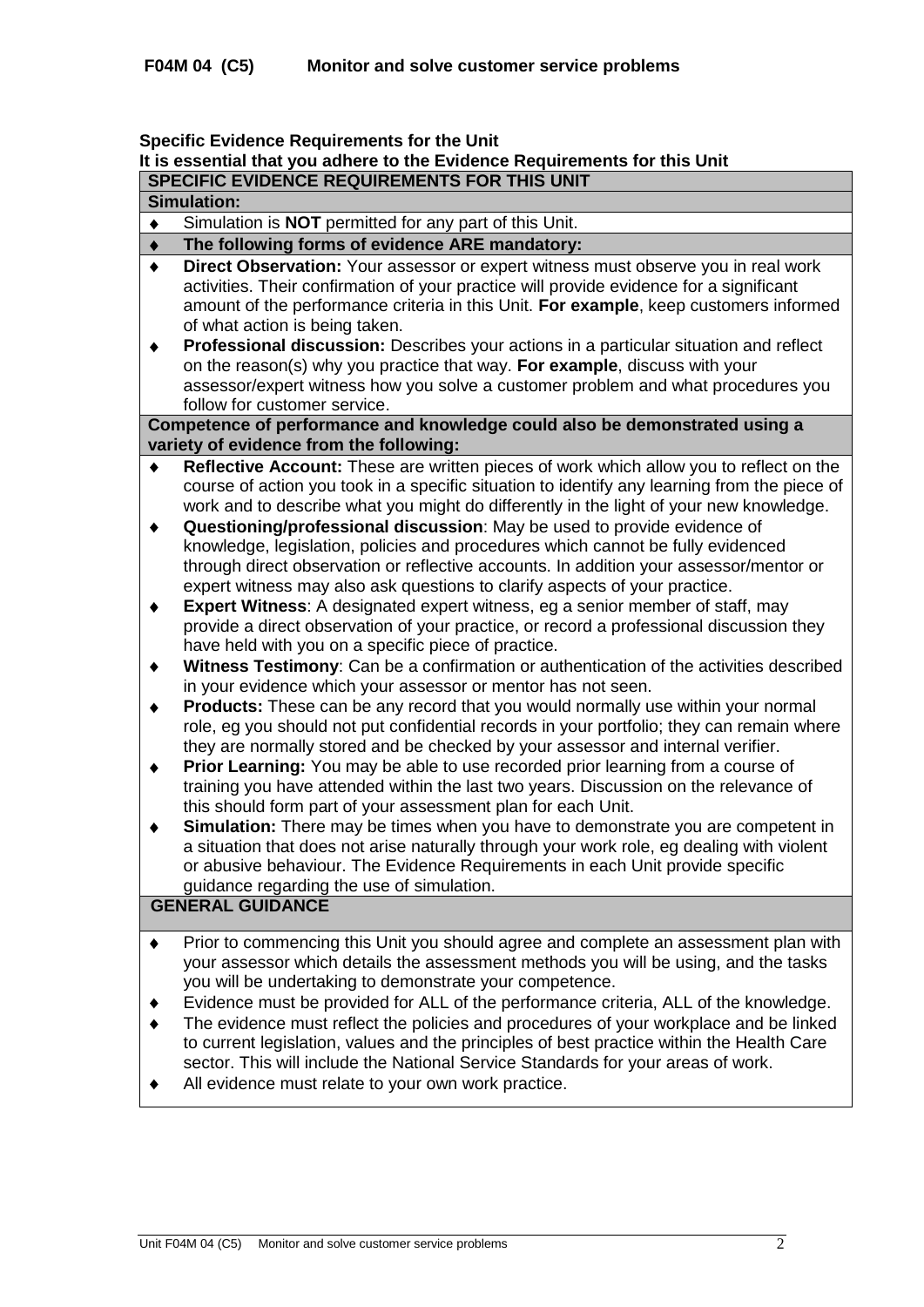## F04M 04 (C5) Monitor and solve customer service problems

**Specific Evidence Requirements for the Unit**

**It is essential that you adhere to the Evidence Requirements for this Unit**

| **SPECIFIC EVIDENCE REQUIREMENTS FOR THIS UNIT** |
|---|
| **Simulation:** |
| ♦ Simulation is **NOT** permitted for any part of this Unit. |
| ♦ **The following forms of evidence ARE mandatory:** |
| ♦ **Direct Observation:** Your assessor or expert witness must observe you in real work activities. Their confirmation of your practice will provide evidence for a significant amount of the performance criteria in this Unit. **For example**, keep customers informed of what action is being taken.<br>♦ **Professional discussion:** Describes your actions in a particular situation and reflect on the reason(s) why you practice that way. **For example**, discuss with your assessor/expert witness how you solve a customer problem and what procedures you follow for customer service. |
| **Competence of performance and knowledge could also be demonstrated using a variety of evidence from the following:** |
| ♦ **Reflective Account:** These are written pieces of work which allow you to reflect on the course of action you took in a specific situation to identify any learning from the piece of work and to describe what you might do differently in the light of your new knowledge.<br>♦ **Questioning/professional discussion**: May be used to provide evidence of knowledge, legislation, policies and procedures which cannot be fully evidenced through direct observation or reflective accounts. In addition your assessor/mentor or expert witness may also ask questions to clarify aspects of your practice.<br>♦ **Expert Witness**: A designated expert witness, eg a senior member of staff, may provide a direct observation of your practice, or record a professional discussion they have held with you on a specific piece of practice.<br>♦ **Witness Testimony**: Can be a confirmation or authentication of the activities described in your evidence which your assessor or mentor has not seen.<br>♦ **Products:** These can be any record that you would normally use within your normal role, eg you should not put confidential records in your portfolio; they can remain where they are normally stored and be checked by your assessor and internal verifier.<br>♦ **Prior Learning:** You may be able to use recorded prior learning from a course of training you have attended within the last two years. Discussion on the relevance of this should form part of your assessment plan for each Unit.<br>♦ **Simulation:** There may be times when you have to demonstrate you are competent in a situation that does not arise naturally through your work role, eg dealing with violent or abusive behaviour. The Evidence Requirements in each Unit provide specific guidance regarding the use of simulation. |
| **GENERAL GUIDANCE** |
| ♦ Prior to commencing this Unit you should agree and complete an assessment plan with your assessor which details the assessment methods you will be using, and the tasks you will be undertaking to demonstrate your competence.<br>♦ Evidence must be provided for ALL of the performance criteria, ALL of the knowledge.<br>♦ The evidence must reflect the policies and procedures of your workplace and be linked to current legislation, values and the principles of best practice within the Health Care sector. This will include the National Service Standards for your areas of work.<br>♦ All evidence must relate to your own work practice. |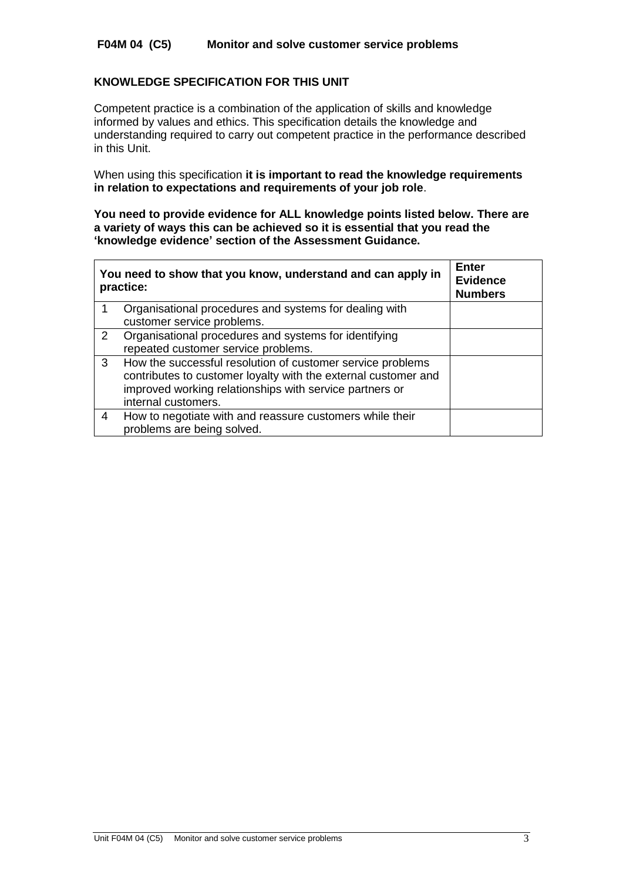**F04M 04 (C5) Monitor and solve customer service problems**

## KNOWLEDGE SPECIFICATION FOR THIS UNIT

Competent practice is a combination of the application of skills and knowledge informed by values and ethics. This specification details the knowledge and understanding required to carry out competent practice in the performance described in this Unit.

When using this specification **it is important to read the knowledge requirements in relation to expectations and requirements of your job role**.

**You need to provide evidence for ALL knowledge points listed below. There are a variety of ways this can be achieved so it is essential that you read the 'knowledge evidence' section of the Assessment Guidance.**

| You need to show that you know, understand and can apply in practice: | | Enter Evidence Numbers |
|---|---|---|
| 1 | Organisational procedures and systems for dealing with customer service problems. | |
| 2 | Organisational procedures and systems for identifying repeated customer service problems. | |
| 3 | How the successful resolution of customer service problems contributes to customer loyalty with the external customer and improved working relationships with service partners or internal customers. | |
| 4 | How to negotiate with and reassure customers while their problems are being solved. | |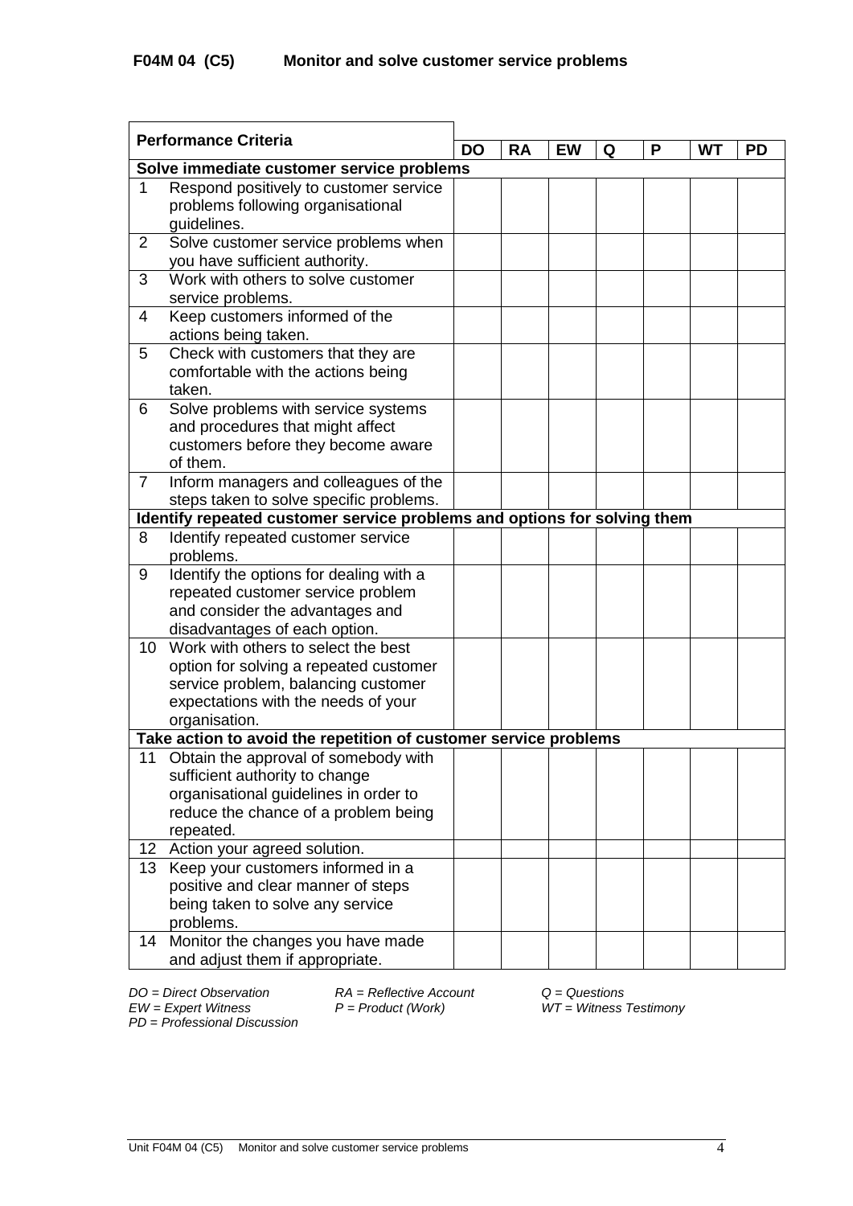## F04M 04 (C5) Monitor and solve customer service problems

| Performance Criteria | DO | RA | EW | Q | P | WT | PD |
|---|---|---|---|---|---|---|---|
| **Solve immediate customer service problems** | | | | | | | |
| 1 Respond positively to customer service problems following organisational guidelines. | | | | | | | |
| 2 Solve customer service problems when you have sufficient authority. | | | | | | | |
| 3 Work with others to solve customer service problems. | | | | | | | |
| 4 Keep customers informed of the actions being taken. | | | | | | | |
| 5 Check with customers that they are comfortable with the actions being taken. | | | | | | | |
| 6 Solve problems with service systems and procedures that might affect customers before they become aware of them. | | | | | | | |
| 7 Inform managers and colleagues of the steps taken to solve specific problems. | | | | | | | |
| **Identify repeated customer service problems and options for solving them** | | | | | | | |
| 8 Identify repeated customer service problems. | | | | | | | |
| 9 Identify the options for dealing with a repeated customer service problem and consider the advantages and disadvantages of each option. | | | | | | | |
| 10 Work with others to select the best option for solving a repeated customer service problem, balancing customer expectations with the needs of your organisation. | | | | | | | |
| **Take action to avoid the repetition of customer service problems** | | | | | | | |
| 11 Obtain the approval of somebody with sufficient authority to change organisational guidelines in order to reduce the chance of a problem being repeated. | | | | | | | |
| 12 Action your agreed solution. | | | | | | | |
| 13 Keep your customers informed in a positive and clear manner of steps being taken to solve any service problems. | | | | | | | |
| 14 Monitor the changes you have made and adjust them if appropriate. | | | | | | | |

*DO = Direct Observation* *RA = Reflective Account* *Q = Questions*
*EW = Expert Witness* *P = Product (Work)* *WT = Witness Testimony*
*PD = Professional Discussion*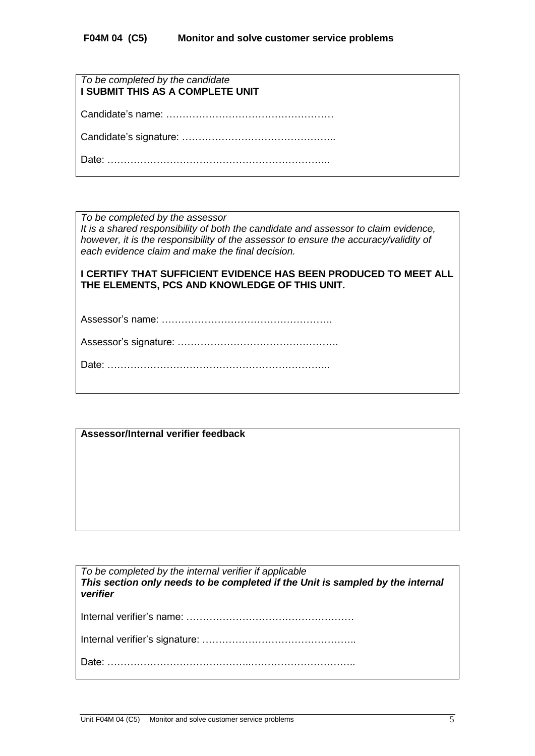**F04M 04 (C5) Monitor and solve customer service problems**

*To be completed by the candidate*
**I SUBMIT THIS AS A COMPLETE UNIT**

Candidate's name: ……………………………………………

Candidate's signature: ………………………………………..

Date: …………………………………………………………..

*To be completed by the assessor*
*It is a shared responsibility of both the candidate and assessor to claim evidence, however, it is the responsibility of the assessor to ensure the accuracy/validity of each evidence claim and make the final decision.*

**I CERTIFY THAT SUFFICIENT EVIDENCE HAS BEEN PRODUCED TO MEET ALL THE ELEMENTS, PCS AND KNOWLEDGE OF THIS UNIT.**

Assessor's name: …………………………………………….

Assessor's signature: ………………………………………….

Date: …………………………………………………………..

**Assessor/Internal verifier feedback**

*To be completed by the internal verifier if applicable*
***This section only needs to be completed if the Unit is sampled by the internal verifier***

Internal verifier's name: ……………………………………………

Internal verifier's signature: ………………………………………..

Date: …………………………………..…………………………..